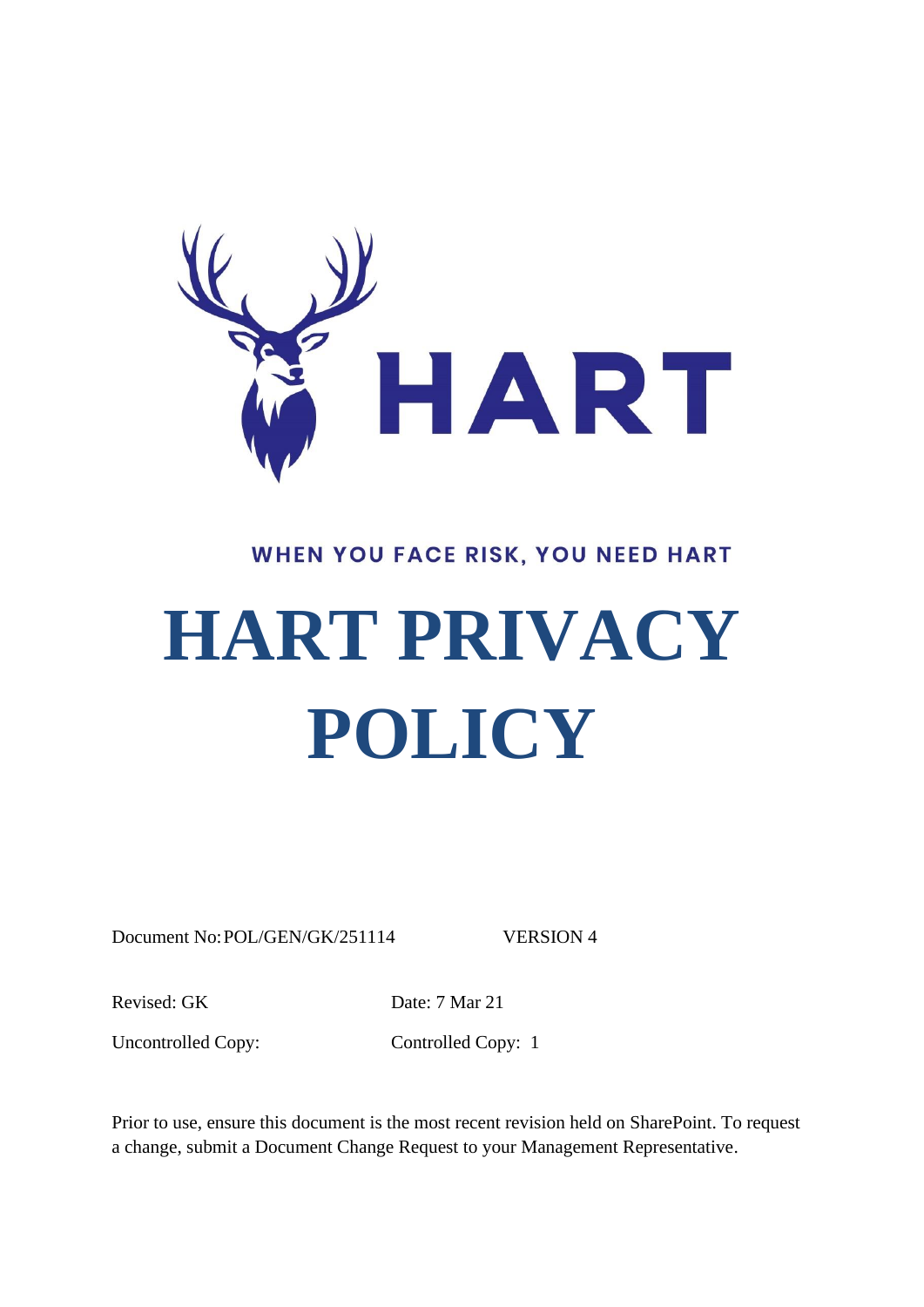HART

WHEN YOU FACE RISK, YOU NEED HART

# HART PRIVACY POLICY

Document No: POL/GEN/GK/251114 VERSION 4

Revised: GK Date: 7 Mar 21

Uncontrolled Copy: Controlled Copy: 1

Prior to use, ensure this document is the most recent revision held on SharePoint. To request a change, submit a Document Change Request to your Management Representative.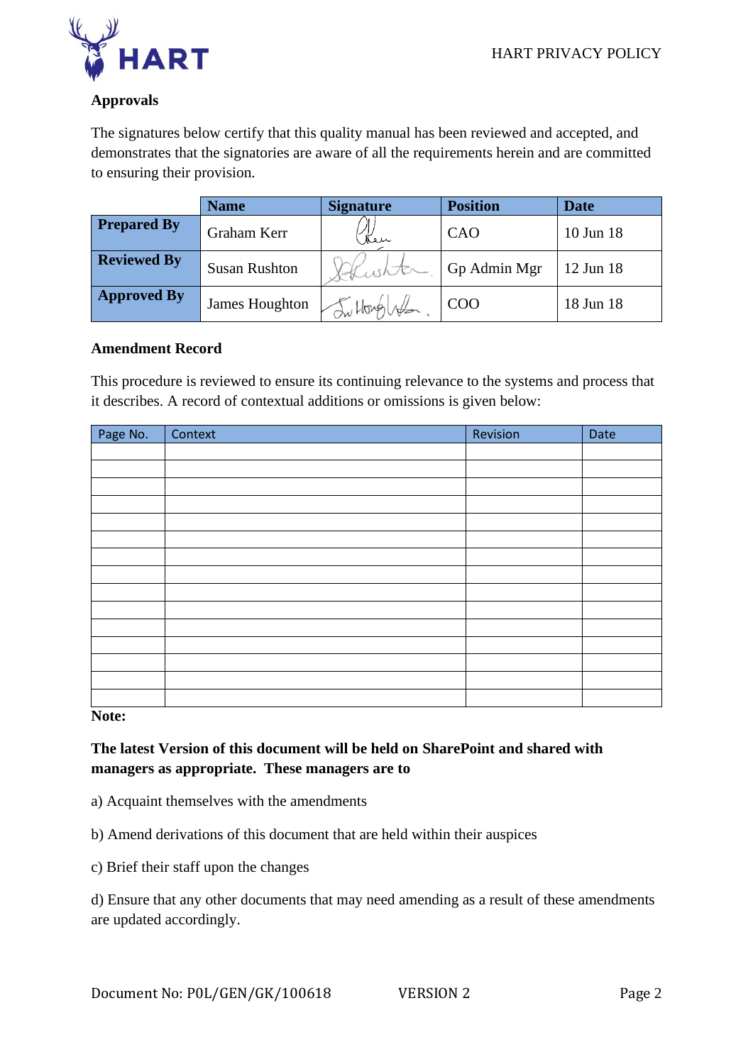**Approvals**

The signatures below certify that this quality manual has been reviewed and accepted, and demonstrates that the signatories are aware of all the requirements herein and are committed to ensuring their provision.

| | Name | Signature | Position | Date |
|---|---|---|---|---|
| **Prepared By** | Graham Kerr | | CAO | 10 Jun 18 |
| **Reviewed By** | Susan Rushton | | Gp Admin Mgr | 12 Jun 18 |
| **Approved By** | James Houghton | | COO | 18 Jun 18 |

**Amendment Record**

This procedure is reviewed to ensure its continuing relevance to the systems and process that it describes. A record of contextual additions or omissions is given below:

| Page No. | Context | Revision | Date |
|---|---|---|---|
| | | | |
| | | | |
| | | | |
| | | | |
| | | | |
| | | | |
| | | | |
| | | | |
| | | | |
| | | | |
| | | | |
| | | | |
| | | | |
| | | | |
| | | | |

**Note:**

**The latest Version of this document will be held on SharePoint and shared with managers as appropriate. These managers are to**

a) Acquaint themselves with the amendments

b) Amend derivations of this document that are held within their auspices

c) Brief their staff upon the changes

d) Ensure that any other documents that may need amending as a result of these amendments are updated accordingly.

Document No: POL/GEN/GK/100618 VERSION 2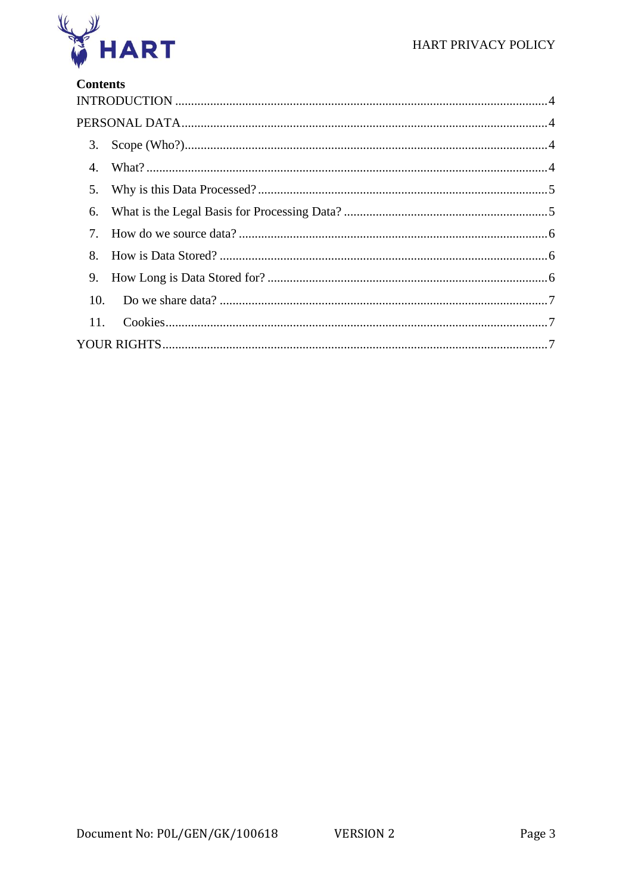**Contents**

INTRODUCTION .......................................................................................................................... 4

PERSONAL DATA ........................................................................................................................ 4

3. Scope (Who?) ........................................................................................................................ 4

4. What? .................................................................................................................................... 4

5. Why is this Data Processed? ................................................................................................. 5

6. What is the Legal Basis for Processing Data? ...................................................................... 5

7. How do we source data? ....................................................................................................... 6

8. How is Data Stored? ............................................................................................................. 6

9. How Long is Data Stored for? .............................................................................................. 6

10. Do we share data? ............................................................................................................... 7

11. Cookies ................................................................................................................................ 7

YOUR RIGHTS ............................................................................................................................. 7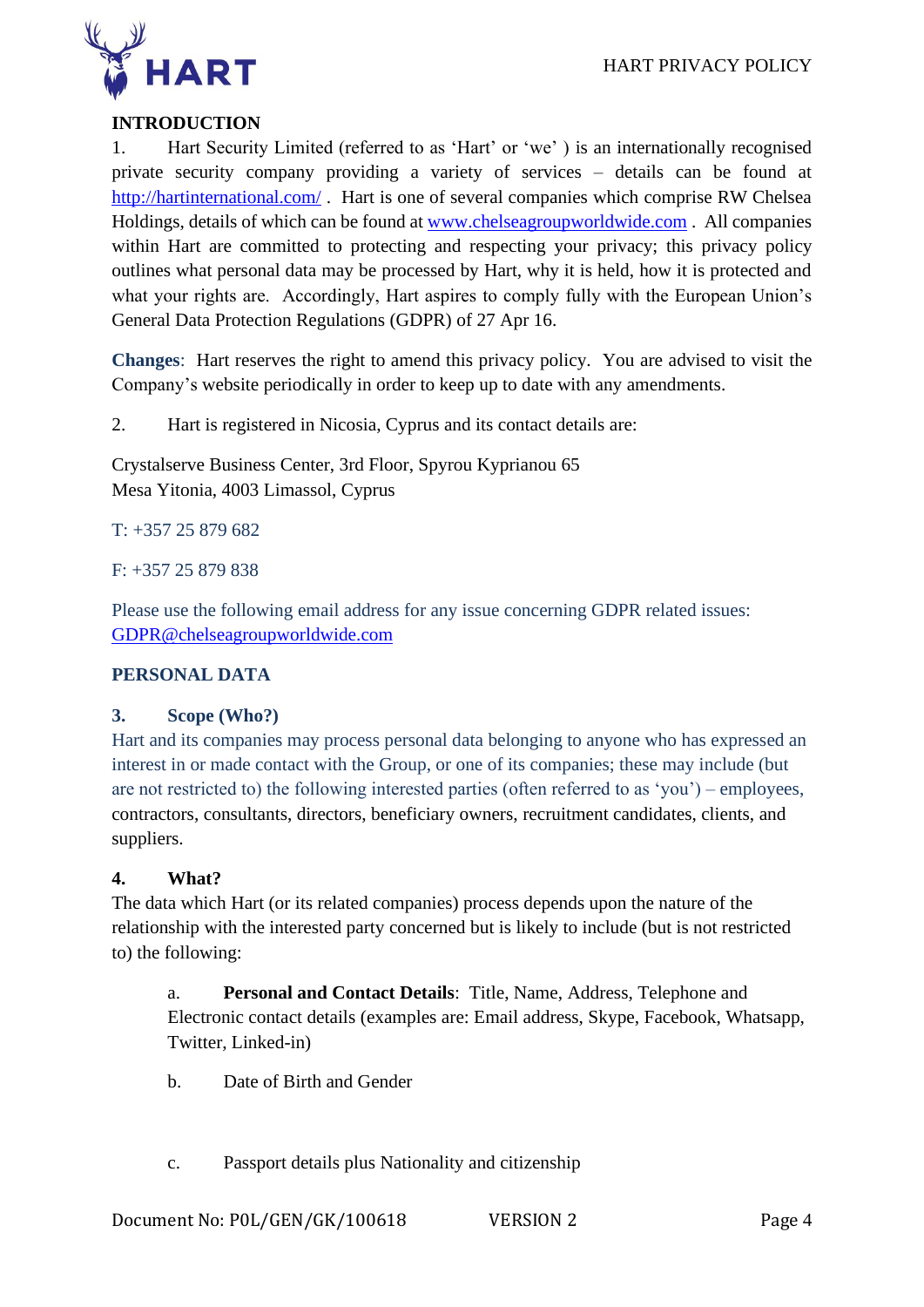## INTRODUCTION

1. Hart Security Limited (referred to as 'Hart' or 'we' ) is an internationally recognised private security company providing a variety of services – details can be found at http://hartinternational.com/ . Hart is one of several companies which comprise RW Chelsea Holdings, details of which can be found at www.chelseagroupworldwide.com . All companies within Hart are committed to protecting and respecting your privacy; this privacy policy outlines what personal data may be processed by Hart, why it is held, how it is protected and what your rights are. Accordingly, Hart aspires to comply fully with the European Union's General Data Protection Regulations (GDPR) of 27 Apr 16.

**Changes**: Hart reserves the right to amend this privacy policy. You are advised to visit the Company's website periodically in order to keep up to date with any amendments.

2. Hart is registered in Nicosia, Cyprus and its contact details are:

Crystalserve Business Center, 3rd Floor, Spyrou Kyprianou 65
Mesa Yitonia, 4003 Limassol, Cyprus

T: +357 25 879 682

F: +357 25 879 838

Please use the following email address for any issue concerning GDPR related issues: GDPR@chelseagroupworldwide.com

## PERSONAL DATA

### 3. Scope (Who?)

Hart and its companies may process personal data belonging to anyone who has expressed an interest in or made contact with the Group, or one of its companies; these may include (but are not restricted to) the following interested parties (often referred to as 'you') – employees, contractors, consultants, directors, beneficiary owners, recruitment candidates, clients, and suppliers.

### 4. What?

The data which Hart (or its related companies) process depends upon the nature of the relationship with the interested party concerned but is likely to include (but is not restricted to) the following:

a. **Personal and Contact Details**: Title, Name, Address, Telephone and Electronic contact details (examples are: Email address, Skype, Facebook, Whatsapp, Twitter, Linked-in)

b. Date of Birth and Gender

c. Passport details plus Nationality and citizenship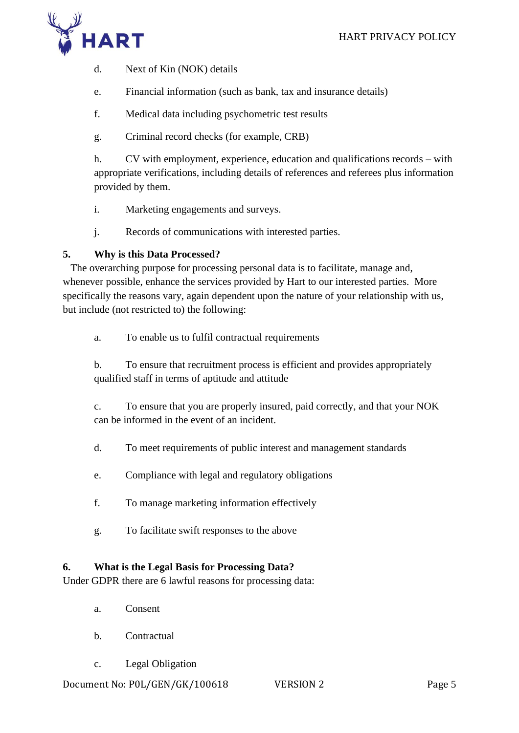d. Next of Kin (NOK) details

e. Financial information (such as bank, tax and insurance details)

f. Medical data including psychometric test results

g. Criminal record checks (for example, CRB)

h. CV with employment, experience, education and qualifications records – with appropriate verifications, including details of references and referees plus information provided by them.

i. Marketing engagements and surveys.

j. Records of communications with interested parties.

## 5. Why is this Data Processed?

The overarching purpose for processing personal data is to facilitate, manage and, whenever possible, enhance the services provided by Hart to our interested parties. More specifically the reasons vary, again dependent upon the nature of your relationship with us, but include (not restricted to) the following:

a. To enable us to fulfil contractual requirements

b. To ensure that recruitment process is efficient and provides appropriately qualified staff in terms of aptitude and attitude

c. To ensure that you are properly insured, paid correctly, and that your NOK can be informed in the event of an incident.

d. To meet requirements of public interest and management standards

e. Compliance with legal and regulatory obligations

f. To manage marketing information effectively

g. To facilitate swift responses to the above

## 6. What is the Legal Basis for Processing Data?

Under GDPR there are 6 lawful reasons for processing data:

a. Consent

b. Contractual

c. Legal Obligation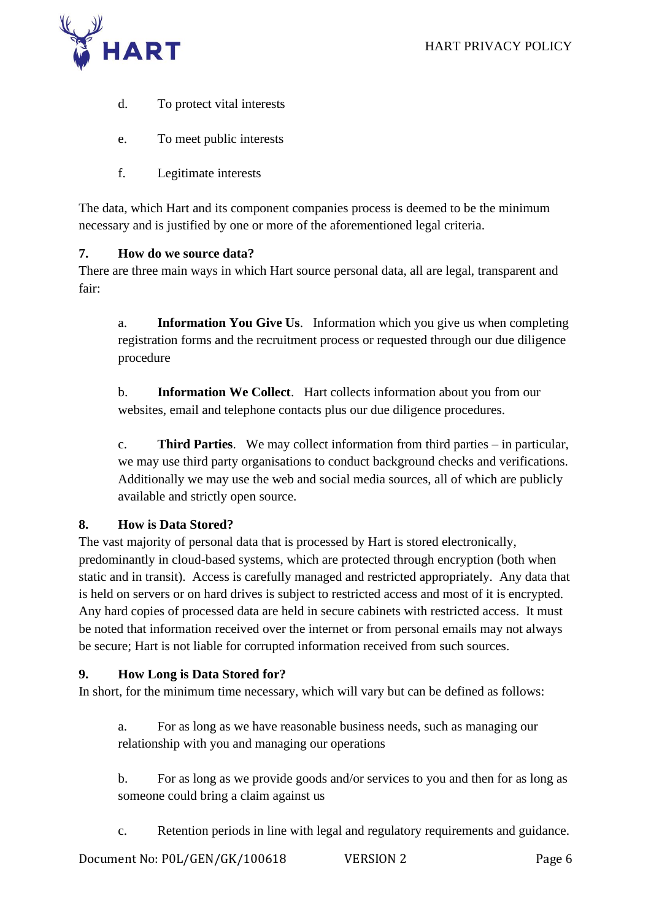d. To protect vital interests

e. To meet public interests

f. Legitimate interests

The data, which Hart and its component companies process is deemed to be the minimum necessary and is justified by one or more of the aforementioned legal criteria.

## 7. How do we source data?

There are three main ways in which Hart source personal data, all are legal, transparent and fair:

a. **Information You Give Us**. Information which you give us when completing registration forms and the recruitment process or requested through our due diligence procedure

b. **Information We Collect**. Hart collects information about you from our websites, email and telephone contacts plus our due diligence procedures.

c. **Third Parties**. We may collect information from third parties – in particular, we may use third party organisations to conduct background checks and verifications. Additionally we may use the web and social media sources, all of which are publicly available and strictly open source.

## 8. How is Data Stored?

The vast majority of personal data that is processed by Hart is stored electronically, predominantly in cloud-based systems, which are protected through encryption (both when static and in transit). Access is carefully managed and restricted appropriately. Any data that is held on servers or on hard drives is subject to restricted access and most of it is encrypted. Any hard copies of processed data are held in secure cabinets with restricted access. It must be noted that information received over the internet or from personal emails may not always be secure; Hart is not liable for corrupted information received from such sources.

## 9. How Long is Data Stored for?

In short, for the minimum time necessary, which will vary but can be defined as follows:

a. For as long as we have reasonable business needs, such as managing our relationship with you and managing our operations

b. For as long as we provide goods and/or services to you and then for as long as someone could bring a claim against us

c. Retention periods in line with legal and regulatory requirements and guidance.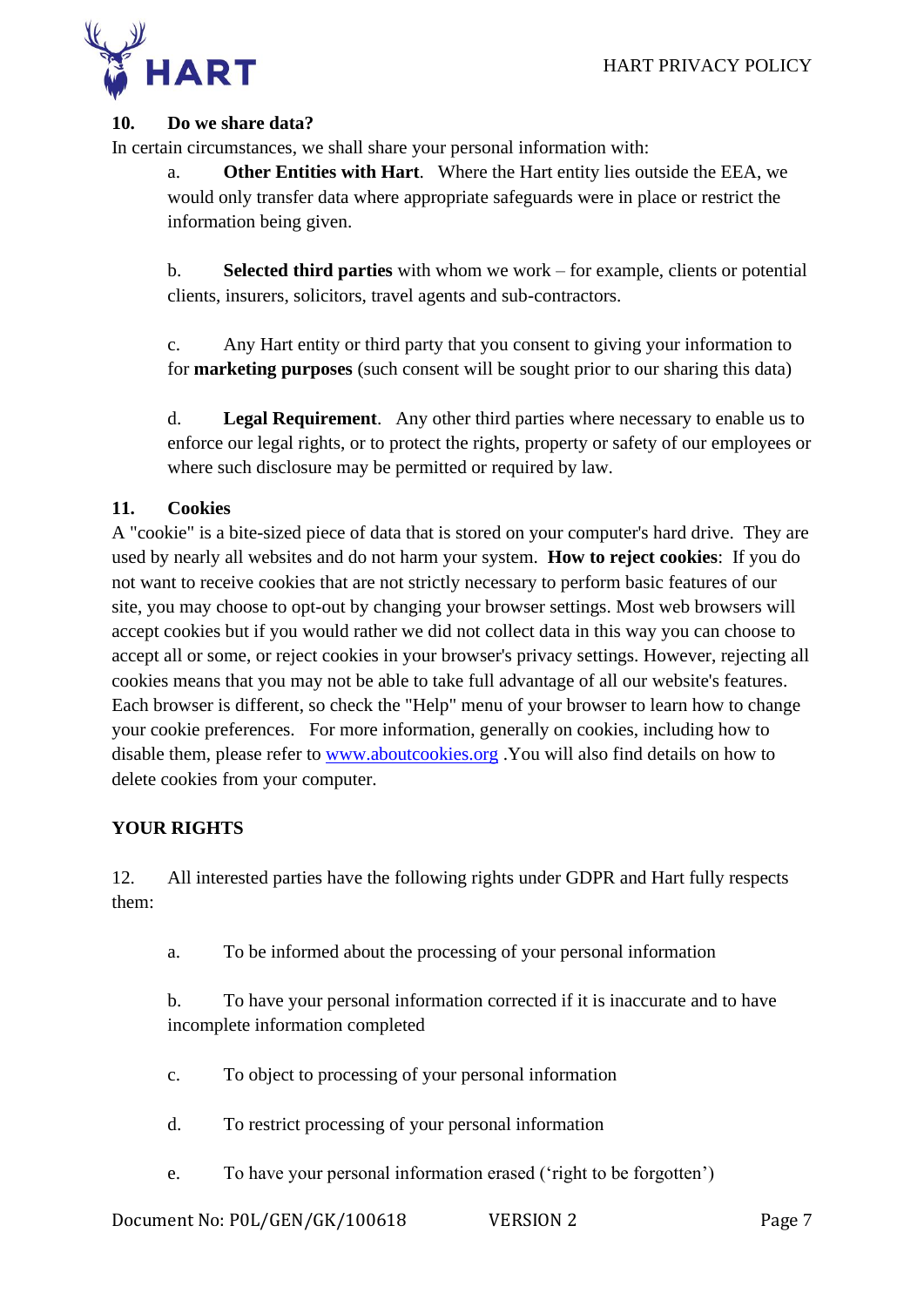## 10. Do we share data?

In certain circumstances, we shall share your personal information with:

a. **Other Entities with Hart**. Where the Hart entity lies outside the EEA, we would only transfer data where appropriate safeguards were in place or restrict the information being given.

b. **Selected third parties** with whom we work – for example, clients or potential clients, insurers, solicitors, travel agents and sub-contractors.

c. Any Hart entity or third party that you consent to giving your information to for **marketing purposes** (such consent will be sought prior to our sharing this data)

d. **Legal Requirement**. Any other third parties where necessary to enable us to enforce our legal rights, or to protect the rights, property or safety of our employees or where such disclosure may be permitted or required by law.

## 11. Cookies

A "cookie" is a bite-sized piece of data that is stored on your computer's hard drive. They are used by nearly all websites and do not harm your system. **How to reject cookies**: If you do not want to receive cookies that are not strictly necessary to perform basic features of our site, you may choose to opt-out by changing your browser settings. Most web browsers will accept cookies but if you would rather we did not collect data in this way you can choose to accept all or some, or reject cookies in your browser's privacy settings. However, rejecting all cookies means that you may not be able to take full advantage of all our website's features. Each browser is different, so check the "Help" menu of your browser to learn how to change your cookie preferences. For more information, generally on cookies, including how to disable them, please refer to [www.aboutcookies.org](http://www.aboutcookies.org) .You will also find details on how to delete cookies from your computer.

## YOUR RIGHTS

12. All interested parties have the following rights under GDPR and Hart fully respects them:

a. To be informed about the processing of your personal information

b. To have your personal information corrected if it is inaccurate and to have incomplete information completed

c. To object to processing of your personal information

d. To restrict processing of your personal information

e. To have your personal information erased ('right to be forgotten')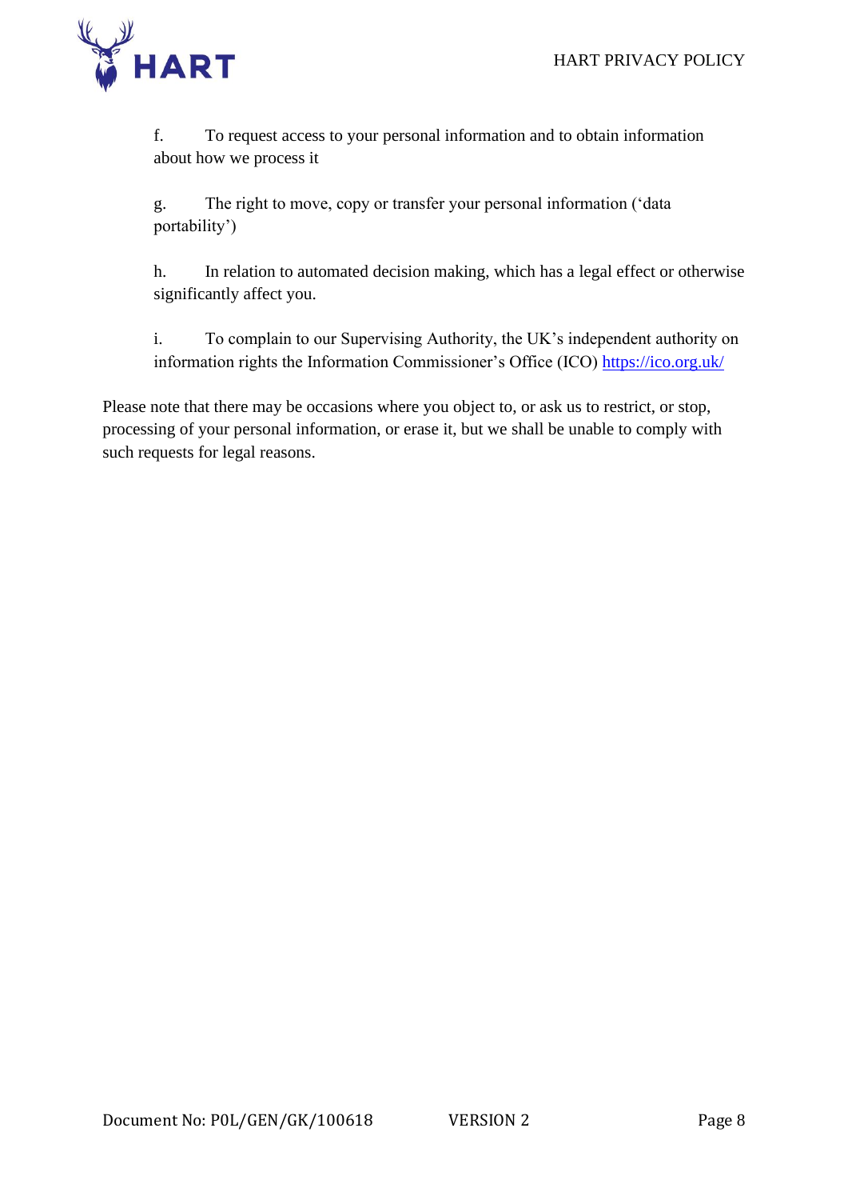f. To request access to your personal information and to obtain information about how we process it

g. The right to move, copy or transfer your personal information ('data portability')

h. In relation to automated decision making, which has a legal effect or otherwise significantly affect you.

i. To complain to our Supervising Authority, the UK's independent authority on information rights the Information Commissioner's Office (ICO) https://ico.org.uk/

Please note that there may be occasions where you object to, or ask us to restrict, or stop, processing of your personal information, or erase it, but we shall be unable to comply with such requests for legal reasons.